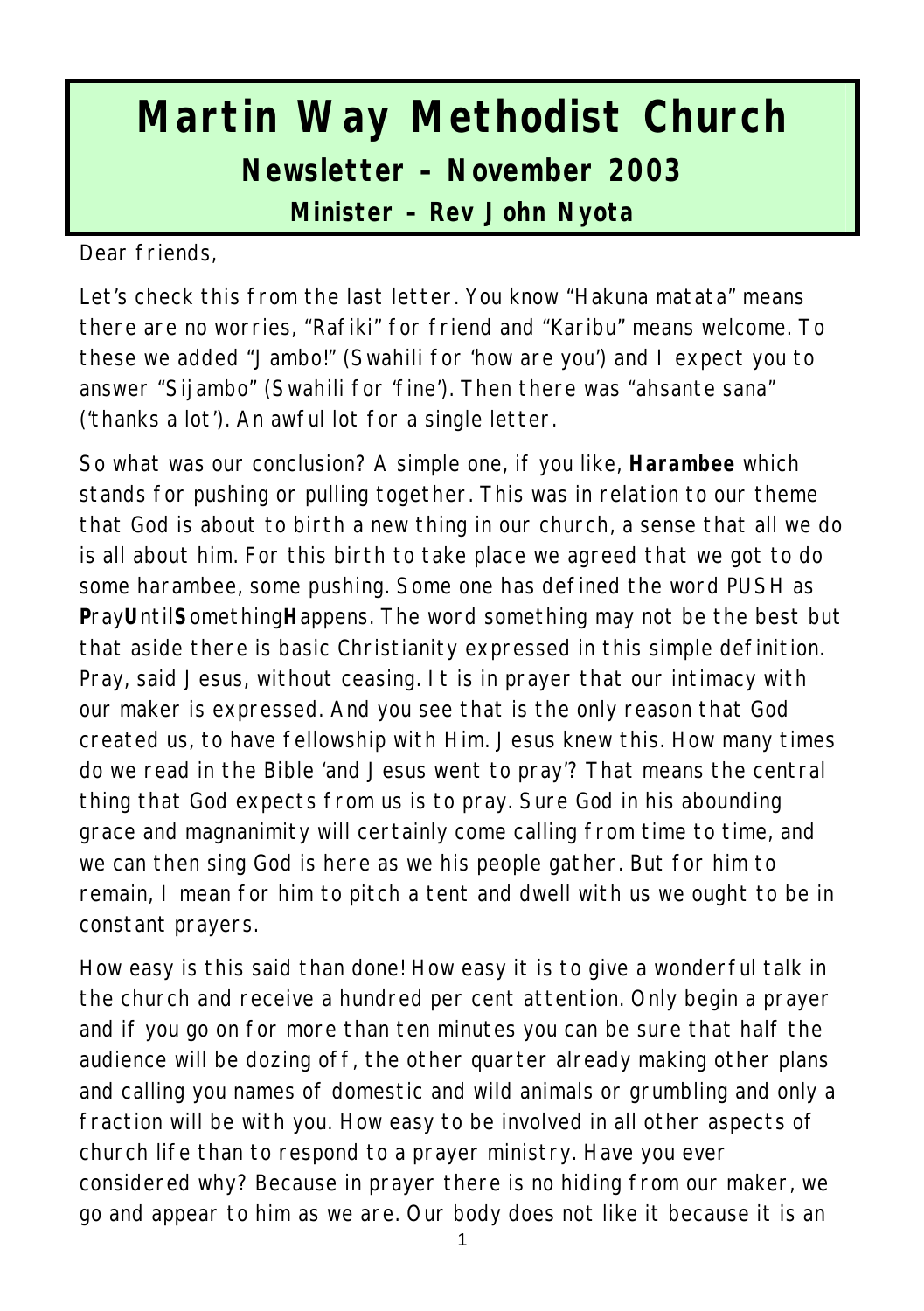# Martin Way Methodist Church

## Newsletter – November 2003

### Minister – Rev John Nyota

Dear friends,

Let's check this from the last letter. You know "Hakuna matata" means there are no worries, "Rafiki" for friend and "Karibu" means welcome. To these we added "Jambo!" (Swahili for 'how are you') and I expect you to answer "Sijambo" (Swahili for 'fine'). Then there was "ahsante sana" ('thanks a lot'). An awful lot for a single letter.

So what was our conclusion? A simple one, if you like, **Harambee** which stands for pushing or pulling together. This was in relation to our theme that God is about to birth a new thing in our church, a sense that all we do is all about him. For this birth to take place we agreed that we got to do some harambee, some pushing. Some one has defined the word PUSH as **P**ray**U**ntil**S**omething**H**appens. The word something may not be the best but that aside there is basic Christianity expressed in this simple definition. Pray, said Jesus, without ceasing. It is in prayer that our intimacy with our maker is expressed. And you see that is the only reason that God created us, to have fellowship with Him. Jesus knew this. How many times do we read in the Bible 'and Jesus went to pray'? That means the central thing that God expects from us is to pray. Sure God in his abounding grace and magnanimity will certainly come calling from time to time, and we can then sing God is here as we his people gather. But for him to remain, I mean for him to pitch a tent and dwell with us we ought to be in constant prayers.

How easy is this said than done! How easy it is to give a wonderful talk in the church and receive a hundred per cent attention. Only begin a prayer and if you go on for more than ten minutes you can be sure that half the audience will be dozing off, the other quarter already making other plans and calling you names of domestic and wild animals or grumbling and only a fraction will be with you. How easy to be involved in all other aspects of church life than to respond to a prayer ministry. Have you ever considered why? Because in prayer there is no hiding from our maker, we go and appear to him as we are. Our body does not like it because it is an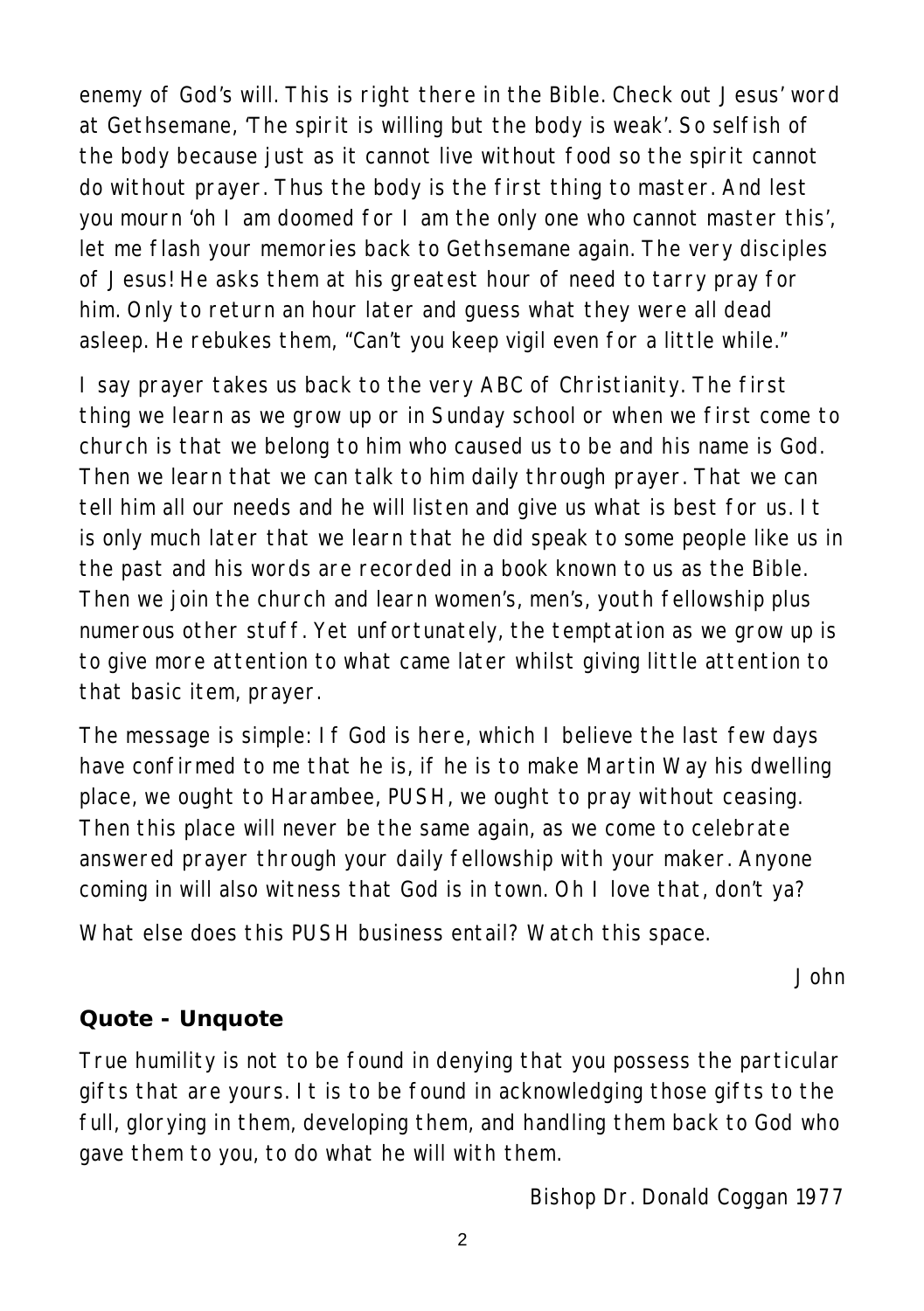enemy of God's will. This is right there in the Bible. Check out Jesus' word at Gethsemane, 'The spirit is willing but the body is weak'. So selfish of the body because just as it cannot live without food so the spirit cannot do without prayer. Thus the body is the first thing to master. And lest you mourn 'oh I am doomed for I am the only one who cannot master this', let me flash your memories back to Gethsemane again. The very disciples of Jesus! He asks them at his greatest hour of need to tarry pray for him. Only to return an hour later and guess what they were all dead asleep. He rebukes them, "Can't you keep vigil even for a little while."

I say prayer takes us back to the very ABC of Christianity. The first thing we learn as we grow up or in Sunday school or when we first come to church is that we belong to him who caused us to be and his name is God. Then we learn that we can talk to him daily through prayer. That we can tell him all our needs and he will listen and give us what is best for us. It is only much later that we learn that he did speak to some people like us in the past and his words are recorded in a book known to us as the Bible. Then we join the church and learn women's, men's, youth fellowship plus numerous other stuff. Yet unfortunately, the temptation as we grow up is to give more attention to what came later whilst giving little attention to that basic item, prayer.

The message is simple: If God is here, which I believe the last few days have confirmed to me that he is, if he is to make Martin Way his dwelling place, we ought to Harambee, PUSH, we ought to pray without ceasing. Then this place will never be the same again, as we come to celebrate answered prayer through your daily fellowship with your maker. Anyone coming in will also witness that God is in town. Oh I love that, don't ya?

What else does this PUSH business entail? Watch this space.

John

### Quote - Unquote

True humility is not to be found in denying that you possess the particular gifts that are yours. It is to be found in acknowledging those gifts to the full, glorying in them, developing them, and handling them back to God who gave them to you, to do what he will with them.

Bishop Dr. Donald Coggan 1977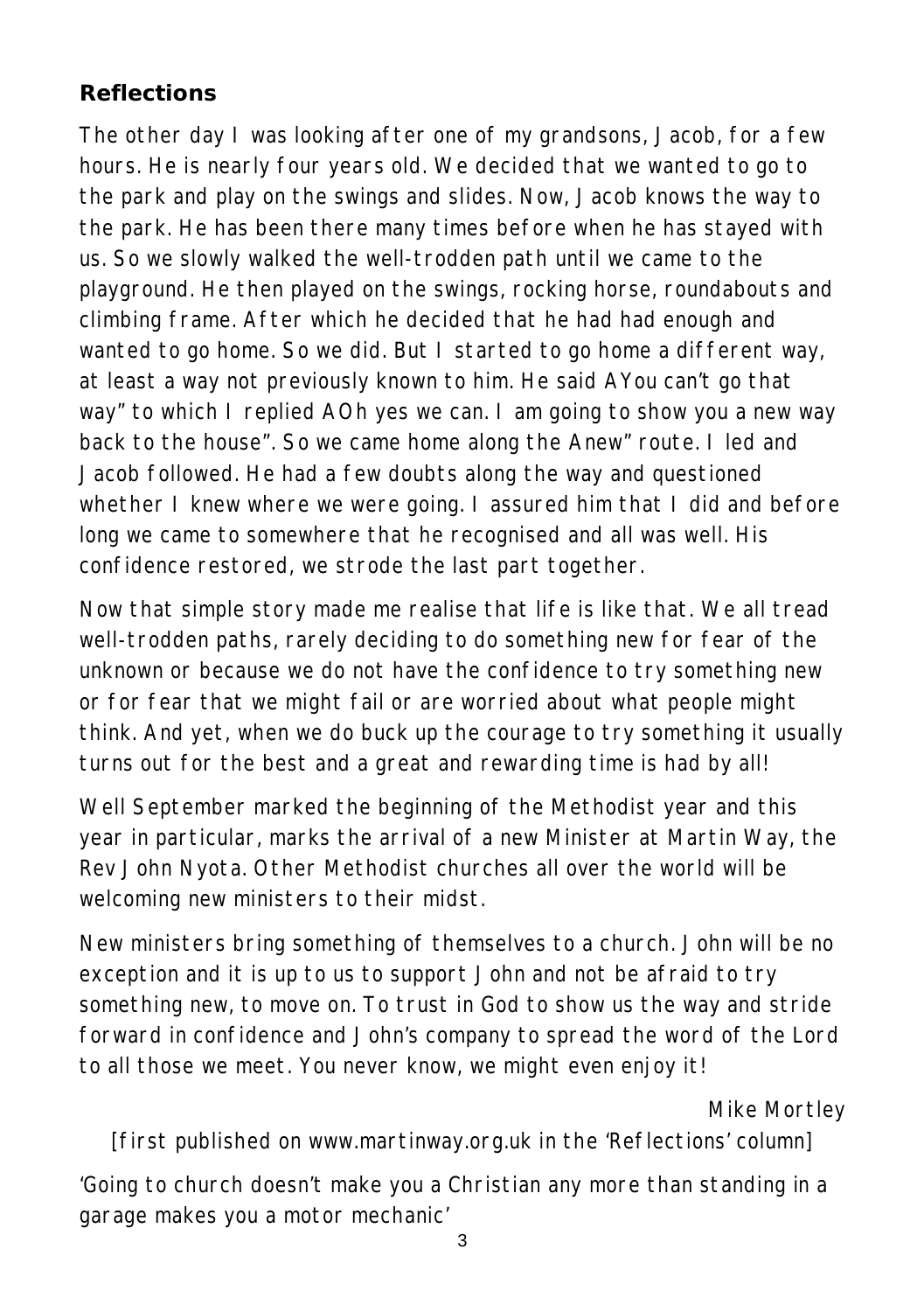## Reflections

The other day I was looking after one of my grandsons, Jacob, for a few hours. He is nearly four years old. We decided that we wanted to go to the park and play on the swings and slides. Now, Jacob knows the way to the park. He has been there many times before when he has stayed with us. So we slowly walked the well-trodden path until we came to the playground. He then played on the swings, rocking horse, roundabouts and climbing frame. After which he decided that he had had enough and wanted to go home. So we did. But I started to go home a different way, at least a way not previously known to him. He said AYou can't go that way" to which I replied AOh yes we can. I am going to show you a new way back to the house". So we came home along the Anew" route. I led and Jacob followed. He had a few doubts along the way and questioned whether I knew where we were going. I assured him that I did and before long we came to somewhere that he recognised and all was well. His confidence restored, we strode the last part together.

Now that simple story made me realise that life is like that. We all tread well-trodden paths, rarely deciding to do something new for fear of the unknown or because we do not have the confidence to try something new or for fear that we might fail or are worried about what people might think. And yet, when we do buck up the courage to try something it usually turns out for the best and a great and rewarding time is had by all!

Well September marked the beginning of the Methodist year and this year in particular, marks the arrival of a new Minister at Martin Way, the Rev John Nyota. Other Methodist churches all over the world will be welcoming new ministers to their midst.

New ministers bring something of themselves to a church. John will be no exception and it is up to us to support John and not be afraid to try something new, to move on. To trust in God to show us the way and stride forward in confidence and John's company to spread the word of the Lord to all those we meet. You never know, we might even enjoy it!

Mike Mortley

[first published on www.martinway.org.uk in the 'Reflections' column]

'Going to church doesn't make you a Christian any more than standing in a garage makes you a motor mechanic'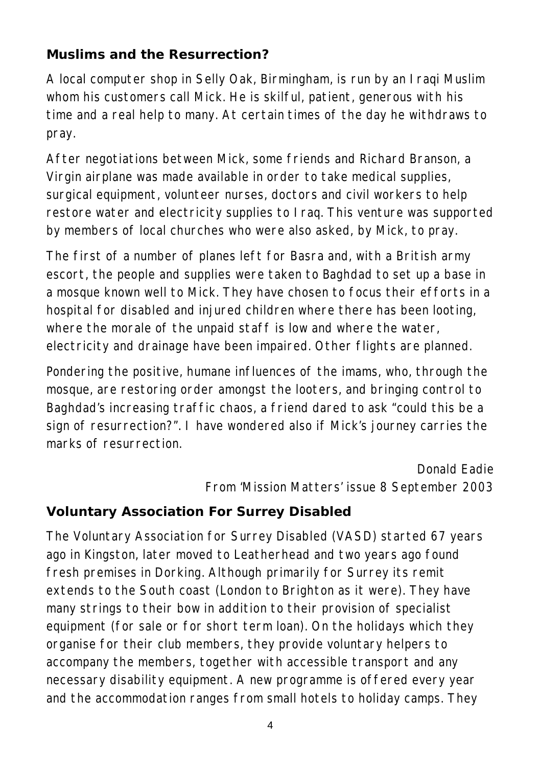## Muslims and the Resurrection?

A local computer shop in Selly Oak, Birmingham, is run by an Iraqi Muslim whom his customers call Mick. He is skilful, patient, generous with his time and a real help to many. At certain times of the day he withdraws to pray.

After negotiations between Mick, some friends and Richard Branson, a Virgin airplane was made available in order to take medical supplies, surgical equipment, volunteer nurses, doctors and civil workers to help restore water and electricity supplies to Iraq. This venture was supported by members of local churches who were also asked, by Mick, to pray.

The first of a number of planes left for Basra and, with a British army escort, the people and supplies were taken to Baghdad to set up a base in a mosque known well to Mick. They have chosen to focus their efforts in a hospital for disabled and injured children where there has been looting, where the morale of the unpaid staff is low and where the water, electricity and drainage have been impaired. Other flights are planned.

Pondering the positive, humane influences of the imams, who, through the mosque, are restoring order amongst the looters, and bringing control to Baghdad's increasing traffic chaos, a friend dared to ask "could this be a sign of resurrection?". I have wondered also if Mick's journey carries the marks of resurrection.

Donald Eadie
From 'Mission Matters' issue 8 September 2003

## Voluntary Association For Surrey Disabled

The Voluntary Association for Surrey Disabled (VASD) started 67 years ago in Kingston, later moved to Leatherhead and two years ago found fresh premises in Dorking. Although primarily for Surrey its remit extends to the South coast (London to Brighton as it were). They have many strings to their bow in addition to their provision of specialist equipment (for sale or for short term loan). On the holidays which they organise for their club members, they provide voluntary helpers to accompany the members, together with accessible transport and any necessary disability equipment. A new programme is offered every year and the accommodation ranges from small hotels to holiday camps. They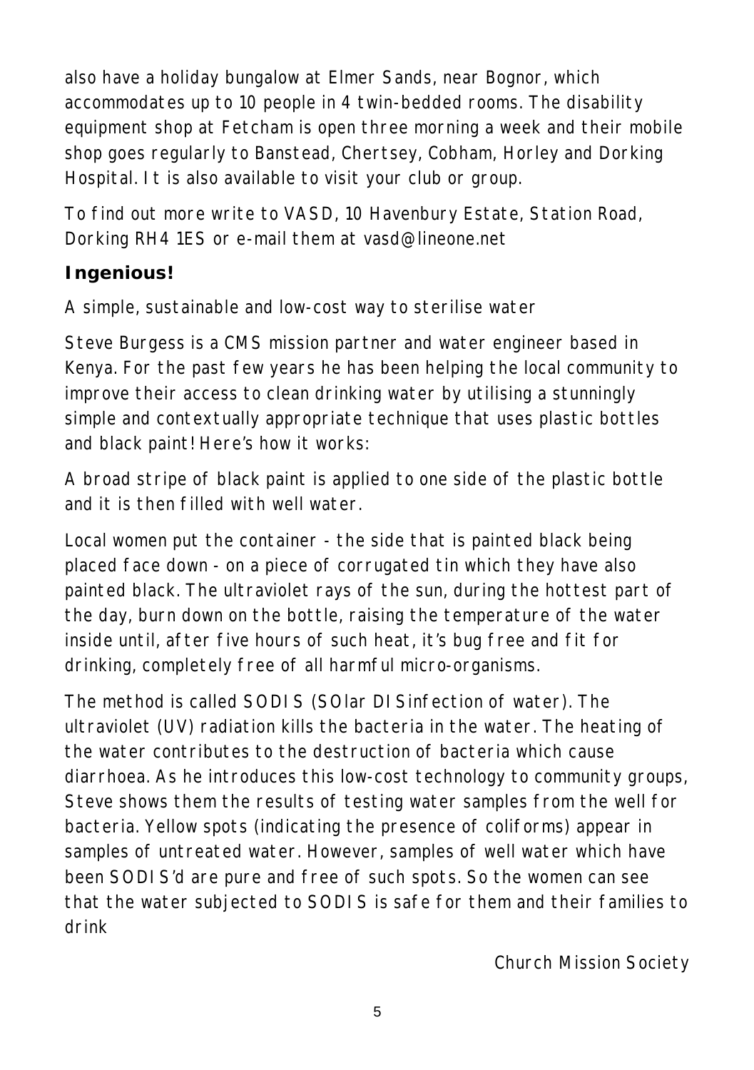also have a holiday bungalow at Elmer Sands, near Bognor, which accommodates up to 10 people in 4 twin-bedded rooms. The disability equipment shop at Fetcham is open three morning a week and their mobile shop goes regularly to Banstead, Chertsey, Cobham, Horley and Dorking Hospital. It is also available to visit your club or group.

To find out more write to VASD, 10 Havenbury Estate, Station Road, Dorking RH4 1ES or e-mail them at vasd@lineone.net

## Ingenious!

A simple, sustainable and low-cost way to sterilise water

Steve Burgess is a CMS mission partner and water engineer based in Kenya. For the past few years he has been helping the local community to improve their access to clean drinking water by utilising a stunningly simple and contextually appropriate technique that uses plastic bottles and black paint! Here's how it works:

A broad stripe of black paint is applied to one side of the plastic bottle and it is then filled with well water.

Local women put the container - the side that is painted black being placed face down - on a piece of corrugated tin which they have also painted black. The ultraviolet rays of the sun, during the hottest part of the day, burn down on the bottle, raising the temperature of the water inside until, after five hours of such heat, it's bug free and fit for drinking, completely free of all harmful micro-organisms.

The method is called SODIS (SOlar DISinfection of water). The ultraviolet (UV) radiation kills the bacteria in the water. The heating of the water contributes to the destruction of bacteria which cause diarrhoea. As he introduces this low-cost technology to community groups, Steve shows them the results of testing water samples from the well for bacteria. Yellow spots (indicating the presence of coliforms) appear in samples of untreated water. However, samples of well water which have been SODIS'd are pure and free of such spots. So the women can see that the water subjected to SODIS is safe for them and their families to drink

Church Mission Society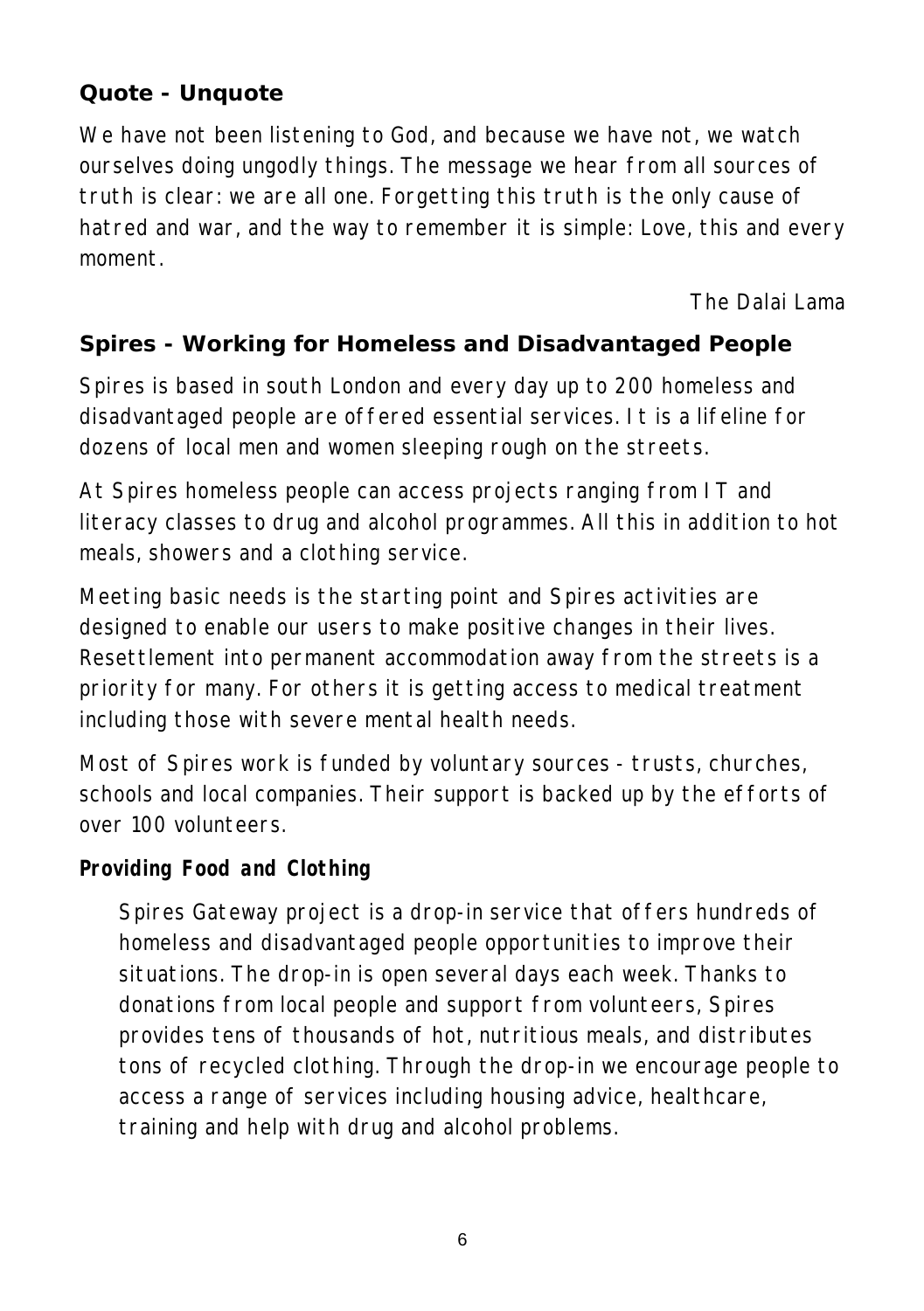## Quote - Unquote

We have not been listening to God, and because we have not, we watch ourselves doing ungodly things. The message we hear from all sources of truth is clear: we are all one. Forgetting this truth is the only cause of hatred and war, and the way to remember it is simple: Love, this and every moment.

*The Dalai Lama*

## Spires - Working for Homeless and Disadvantaged People

Spires is based in south London and every day up to 200 homeless and disadvantaged people are offered essential services. It is a lifeline for dozens of local men and women sleeping rough on the streets.

At Spires homeless people can access projects ranging from IT and literacy classes to drug and alcohol programmes. All this in addition to hot meals, showers and a clothing service.

Meeting basic needs is the starting point and Spires activities are designed to enable our users to make positive changes in their lives. Resettlement into permanent accommodation away from the streets is a priority for many. For others it is getting access to medical treatment including those with severe mental health needs.

Most of Spires work is funded by voluntary sources - trusts, churches, schools and local companies. Their support is backed up by the efforts of over 100 volunteers.

### *Providing Food and Clothing*

Spires Gateway project is a drop-in service that offers hundreds of homeless and disadvantaged people opportunities to improve their situations. The drop-in is open several days each week. Thanks to donations from local people and support from volunteers, Spires provides tens of thousands of hot, nutritious meals, and distributes tons of recycled clothing. Through the drop-in we encourage people to access a range of services including housing advice, healthcare, training and help with drug and alcohol problems.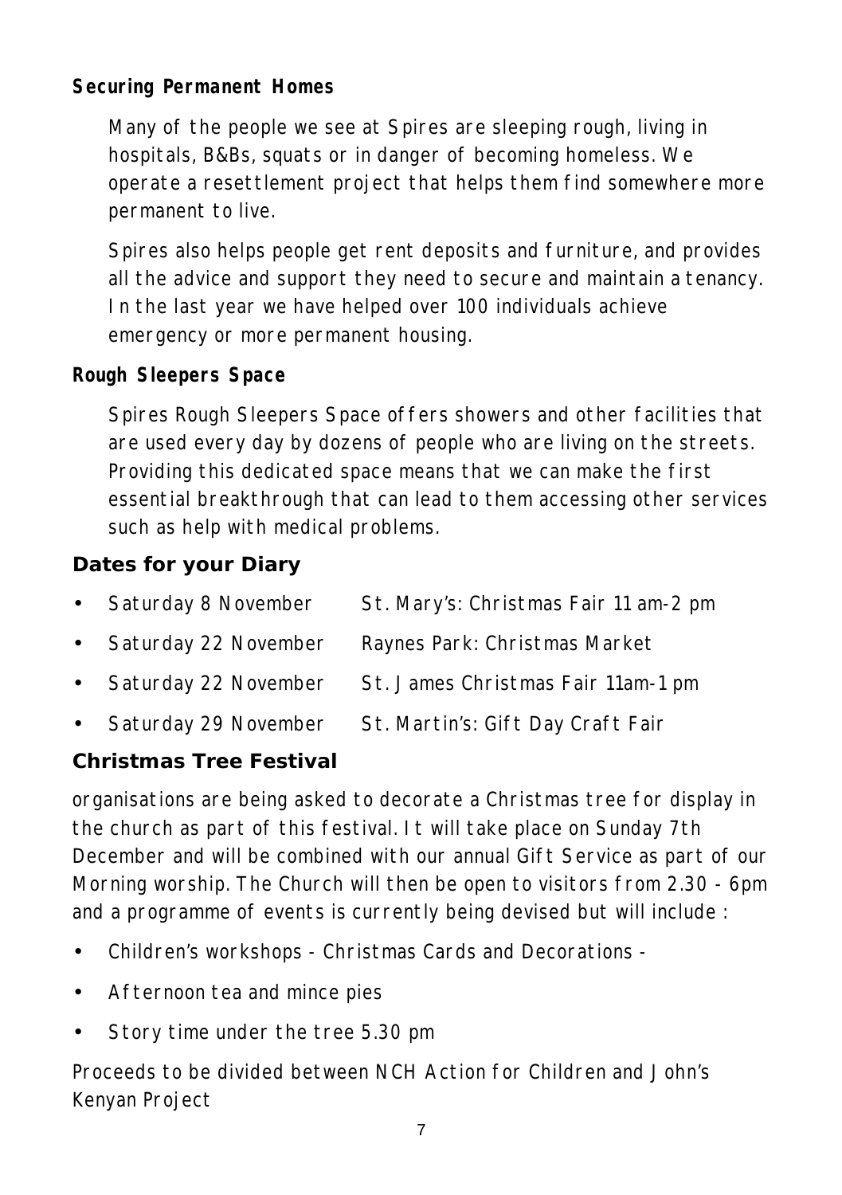**Securing Permanent Homes**

Many of the people we see at Spires are sleeping rough, living in hospitals, B&Bs, squats or in danger of becoming homeless. We operate a resettlement project that helps them find somewhere more permanent to live.

Spires also helps people get rent deposits and furniture, and provides all the advice and support they need to secure and maintain a tenancy. In the last year we have helped over 100 individuals achieve emergency or more permanent housing.

**Rough Sleepers Space**

Spires Rough Sleepers Space offers showers and other facilities that are used every day by dozens of people who are living on the streets. Providing this dedicated space means that we can make the first essential breakthrough that can lead to them accessing other services such as help with medical problems.

## Dates for your Diary

- Saturday 8 November — St. Mary's: Christmas Fair 11 am-2 pm
- Saturday 22 November — Raynes Park: Christmas Market
- Saturday 22 November — St. James Christmas Fair 11am-1 pm
- Saturday 29 November — St. Martin's: Gift Day Craft Fair

## Christmas Tree Festival

organisations are being asked to decorate a Christmas tree for display in the church as part of this festival. It will take place on Sunday 7th December and will be combined with our annual Gift Service as part of our Morning worship. The Church will then be open to visitors from 2.30 - 6pm and a programme of events is currently being devised but will include :

- Children's workshops - Christmas Cards and Decorations -
- Afternoon tea and mince pies
- Story time under the tree 5.30 pm

Proceeds to be divided between NCH Action for Children and John's Kenyan Project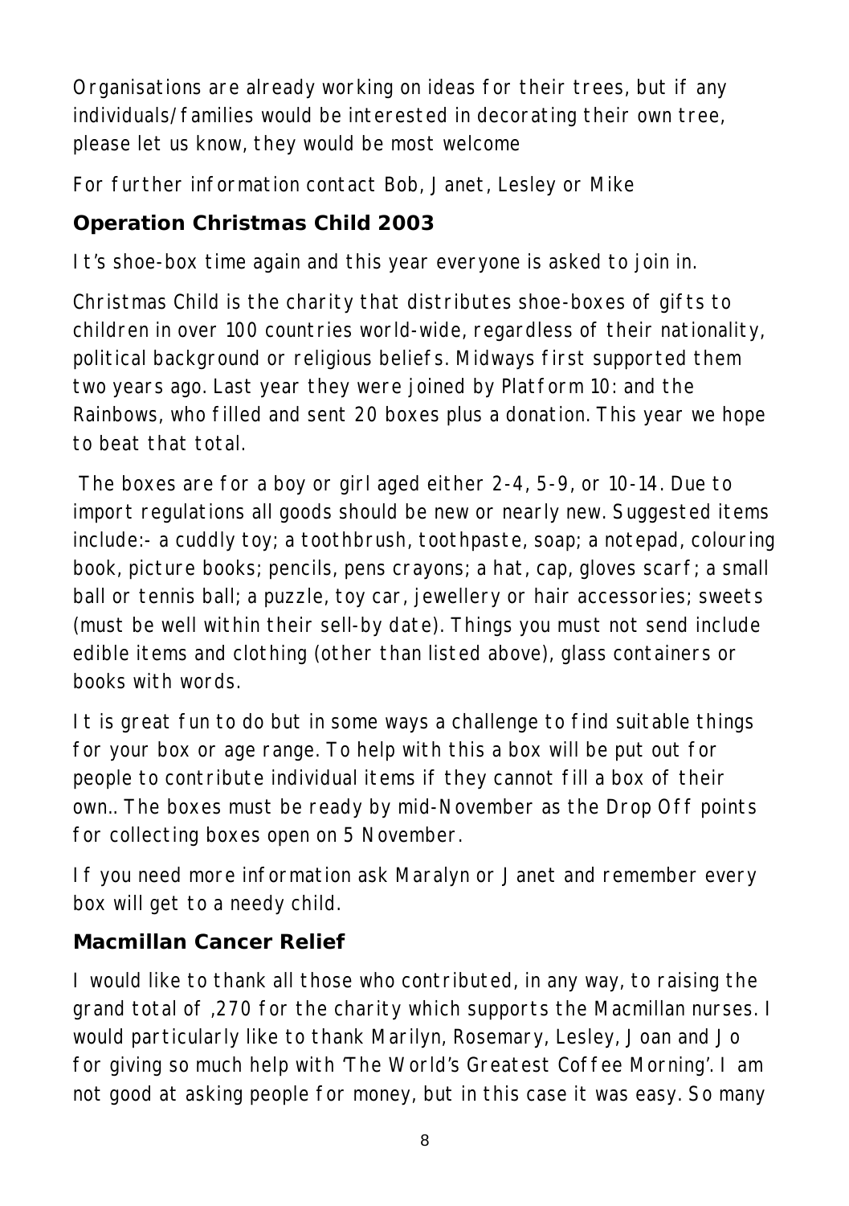Organisations are already working on ideas for their trees, but if any individuals/families would be interested in decorating their own tree, please let us know, they would be most welcome

For further information contact Bob, Janet, Lesley or Mike

## Operation Christmas Child 2003

It's shoe-box time again and this year everyone is asked to join in.

Christmas Child is the charity that distributes shoe-boxes of gifts to children in over 100 countries world-wide, regardless of their nationality, political background or religious beliefs. Midways first supported them two years ago. Last year they were joined by Platform 10: and the Rainbows, who filled and sent 20 boxes plus a donation. This year we hope to beat that total.

The boxes are for a boy or girl aged either 2-4, 5-9, or 10-14. Due to import regulations all goods should be new or nearly new. Suggested items include:- a cuddly toy; a toothbrush, toothpaste, soap; a notepad, colouring book, picture books; pencils, pens crayons; a hat, cap, gloves scarf; a small ball or tennis ball; a puzzle, toy car, jewellery or hair accessories; sweets (must be well within their sell-by date). Things you must not send include edible items and clothing (other than listed above), glass containers or books with words.

It is great fun to do but in some ways a challenge to find suitable things for your box or age range. To help with this a box will be put out for people to contribute individual items if they cannot fill a box of their own.. The boxes must be ready by mid-November as the Drop Off points for collecting boxes open on 5 November.

If you need more information ask Maralyn or Janet and remember every box will get to a needy child.

## Macmillan Cancer Relief

I would like to thank all those who contributed, in any way, to raising the grand total of ,270 for the charity which supports the Macmillan nurses. I would particularly like to thank Marilyn, Rosemary, Lesley, Joan and Jo for giving so much help with 'The World's Greatest Coffee Morning'. I am not good at asking people for money, but in this case it was easy. So many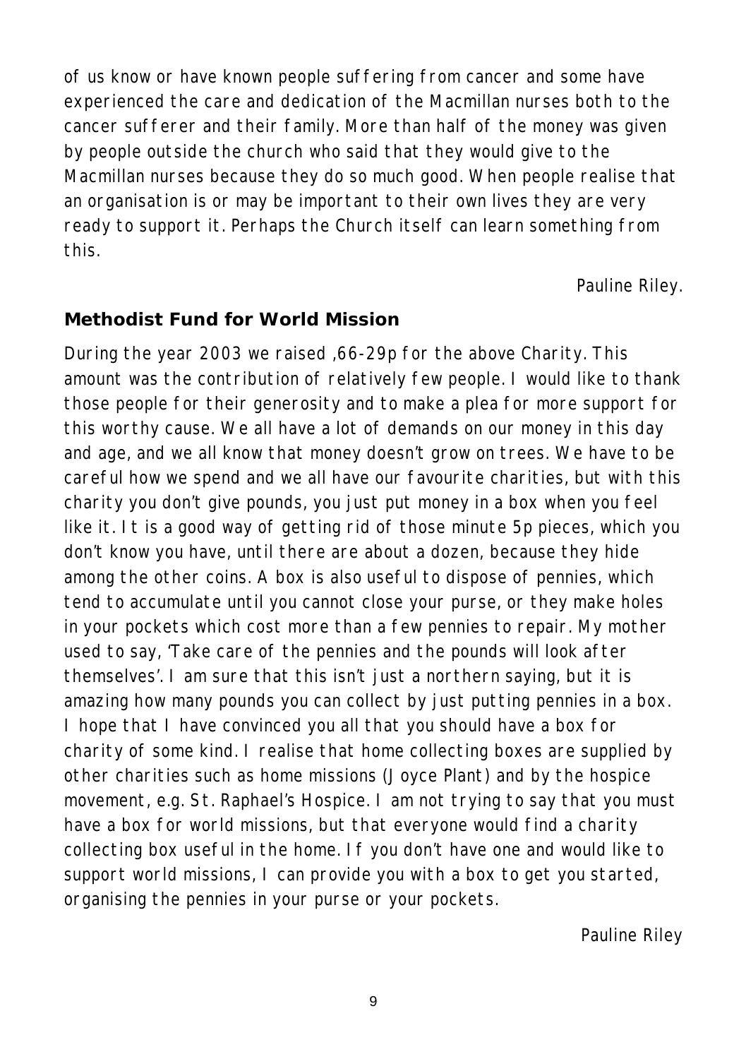of us know or have known people suffering from cancer and some have experienced the care and dedication of the Macmillan nurses both to the cancer sufferer and their family. More than half of the money was given by people outside the church who said that they would give to the Macmillan nurses because they do so much good. When people realise that an organisation is or may be important to their own lives they are very ready to support it. Perhaps the Church itself can learn something from this.

Pauline Riley.

## Methodist Fund for World Mission

During the year 2003 we raised ,66-29p for the above Charity. This amount was the contribution of relatively few people. I would like to thank those people for their generosity and to make a plea for more support for this worthy cause. We all have a lot of demands on our money in this day and age, and we all know that money doesn't grow on trees. We have to be careful how we spend and we all have our favourite charities, but with this charity you don't give pounds, you just put money in a box when you feel like it. It is a good way of getting rid of those minute 5p pieces, which you don't know you have, until there are about a dozen, because they hide among the other coins. A box is also useful to dispose of pennies, which tend to accumulate until you cannot close your purse, or they make holes in your pockets which cost more than a few pennies to repair. My mother used to say, 'Take care of the pennies and the pounds will look after themselves'. I am sure that this isn't just a northern saying, but it is amazing how many pounds you can collect by just putting pennies in a box. I hope that I have convinced you all that you should have a box for charity of some kind. I realise that home collecting boxes are supplied by other charities such as home missions (Joyce Plant) and by the hospice movement, e.g. St. Raphael's Hospice. I am not trying to say that you must have a box for world missions, but that everyone would find a charity collecting box useful in the home. If you don't have one and would like to support world missions, I can provide you with a box to get you started, organising the pennies in your purse or your pockets.

Pauline Riley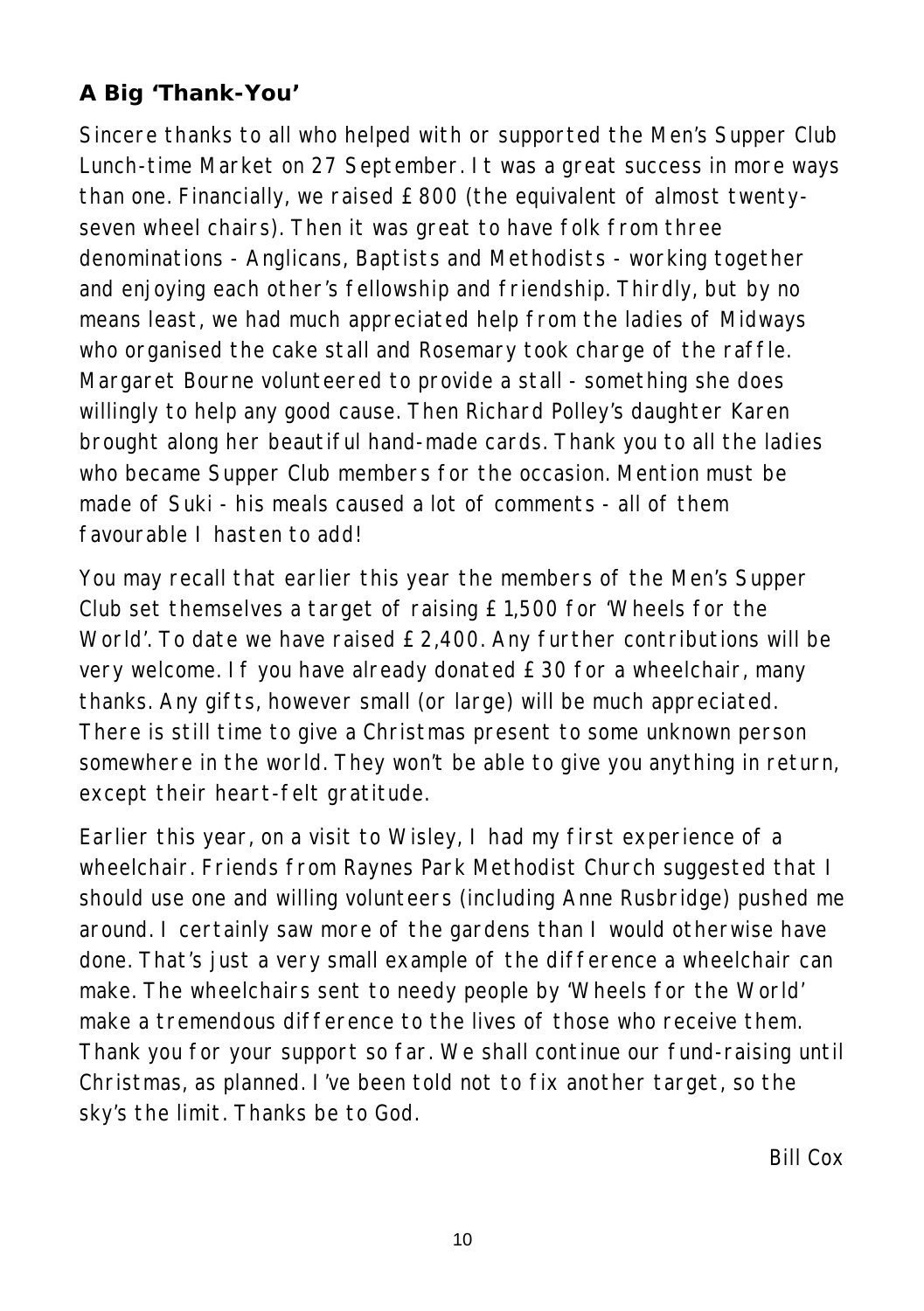## A Big 'Thank-You'

Sincere thanks to all who helped with or supported the Men's Supper Club Lunch-time Market on 27 September. It was a great success in more ways than one. Financially, we raised £800 (the equivalent of almost twenty-seven wheel chairs). Then it was great to have folk from three denominations - Anglicans, Baptists and Methodists - working together and enjoying each other's fellowship and friendship. Thirdly, but by no means least, we had much appreciated help from the ladies of Midways who organised the cake stall and Rosemary took charge of the raffle. Margaret Bourne volunteered to provide a stall - something she does willingly to help any good cause. Then Richard Polley's daughter Karen brought along her beautiful hand-made cards. Thank you to all the ladies who became Supper Club members for the occasion. Mention must be made of Suki - his meals caused a lot of comments - all of them favourable I hasten to add!

You may recall that earlier this year the members of the Men's Supper Club set themselves a target of raising £1,500 for 'Wheels for the World'. To date we have raised £2,400. Any further contributions will be very welcome. If you have already donated £30 for a wheelchair, many thanks. Any gifts, however small (or large) will be much appreciated. There is still time to give a Christmas present to some unknown person somewhere in the world. They won't be able to give you anything in return, except their heart-felt gratitude.

Earlier this year, on a visit to Wisley, I had my first experience of a wheelchair. Friends from Raynes Park Methodist Church suggested that I should use one and willing volunteers (including Anne Rusbridge) pushed me around. I certainly saw more of the gardens than I would otherwise have done. That's just a very small example of the difference a wheelchair can make. The wheelchairs sent to needy people by 'Wheels for the World' make a tremendous difference to the lives of those who receive them. Thank you for your support so far. We shall continue our fund-raising until Christmas, as planned. I've been told not to fix another target, so the sky's the limit. Thanks be to God.

Bill Cox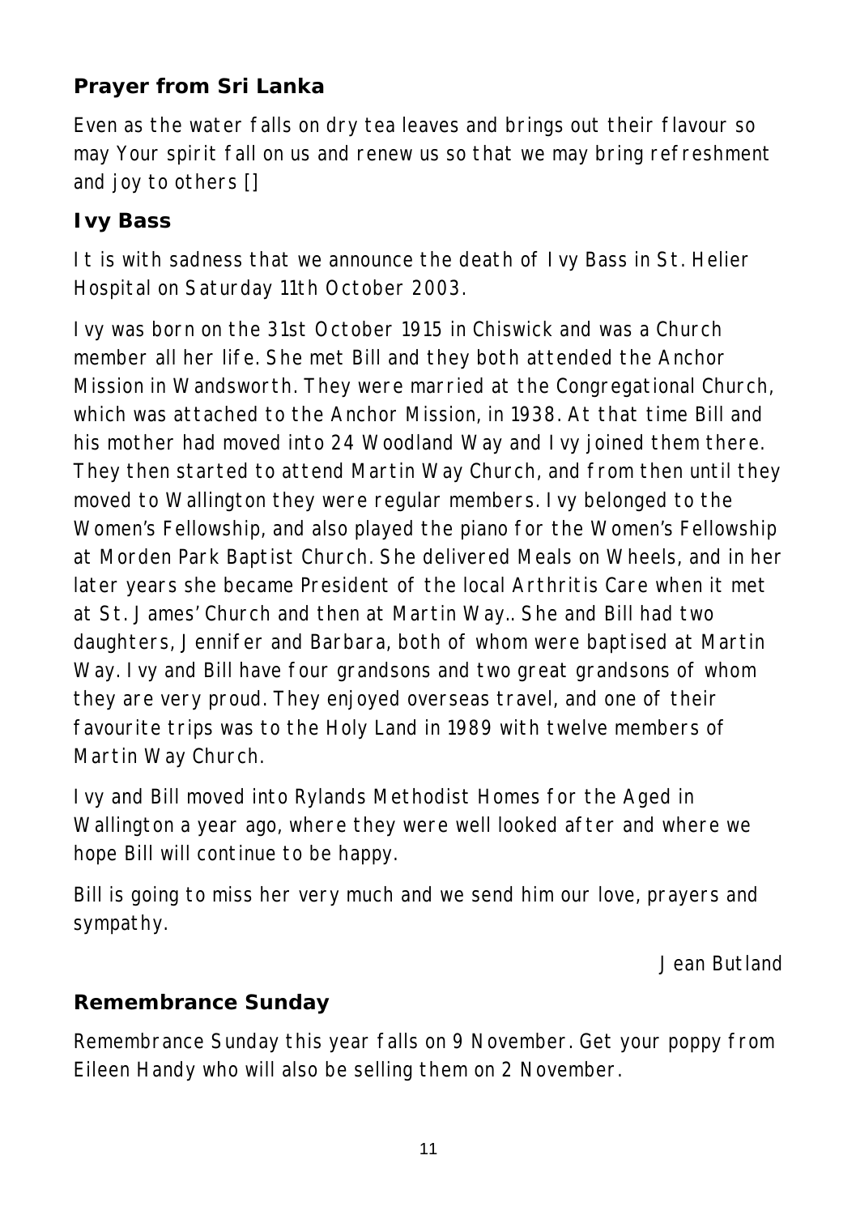## Prayer from Sri Lanka

Even as the water falls on dry tea leaves and brings out their flavour so may Your spirit fall on us and renew us so that we may bring refreshment and joy to others []

## Ivy Bass

It is with sadness that we announce the death of Ivy Bass in St. Helier Hospital on Saturday 11th October 2003.

Ivy was born on the 31st October 1915 in Chiswick and was a Church member all her life. She met Bill and they both attended the Anchor Mission in Wandsworth. They were married at the Congregational Church, which was attached to the Anchor Mission, in 1938. At that time Bill and his mother had moved into 24 Woodland Way and Ivy joined them there. They then started to attend Martin Way Church, and from then until they moved to Wallington they were regular members. Ivy belonged to the Women's Fellowship, and also played the piano for the Women's Fellowship at Morden Park Baptist Church. She delivered Meals on Wheels, and in her later years she became President of the local Arthritis Care when it met at St. James' Church and then at Martin Way.. She and Bill had two daughters, Jennifer and Barbara, both of whom were baptised at Martin Way. Ivy and Bill have four grandsons and two great grandsons of whom they are very proud. They enjoyed overseas travel, and one of their favourite trips was to the Holy Land in 1989 with twelve members of Martin Way Church.

Ivy and Bill moved into Rylands Methodist Homes for the Aged in Wallington a year ago, where they were well looked after and where we hope Bill will continue to be happy.

Bill is going to miss her very much and we send him our love, prayers and sympathy.

Jean Butland

## Remembrance Sunday

Remembrance Sunday this year falls on 9 November. Get your poppy from Eileen Handy who will also be selling them on 2 November.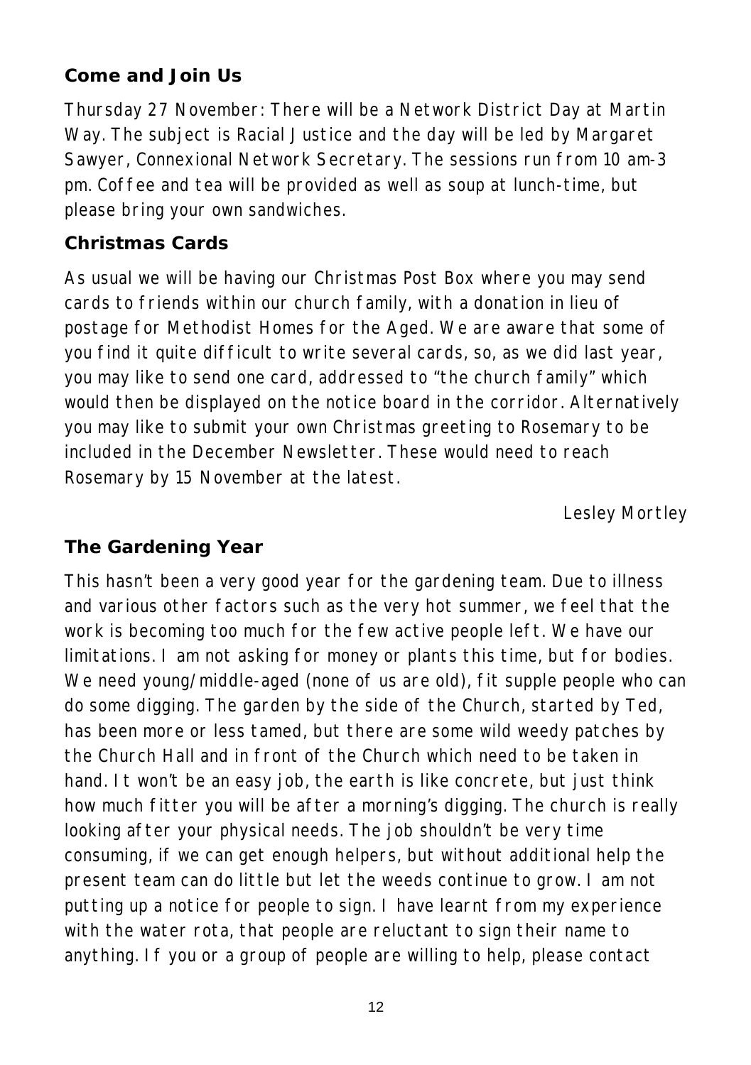### Come and Join Us

Thursday 27 November: There will be a Network District Day at Martin Way. The subject is Racial Justice and the day will be led by Margaret Sawyer, Connexional Network Secretary. The sessions run from 10 am-3 pm. Coffee and tea will be provided as well as soup at lunch-time, but please bring your own sandwiches.

### Christmas Cards

As usual we will be having our Christmas Post Box where you may send cards to friends within our church family, with a donation in lieu of postage for Methodist Homes for the Aged. We are aware that some of you find it quite difficult to write several cards, so, as we did last year, you may like to send one card, addressed to "the church family" which would then be displayed on the notice board in the corridor. Alternatively you may like to submit your own Christmas greeting to Rosemary to be included in the December Newsletter. These would need to reach Rosemary by 15 November at the latest.

Lesley Mortley

### The Gardening Year

This hasn't been a very good year for the gardening team. Due to illness and various other factors such as the very hot summer, we feel that the work is becoming too much for the few active people left. We have our limitations. I am not asking for money or plants this time, but for bodies. We need young/middle-aged (none of us are old), fit supple people who can do some digging. The garden by the side of the Church, started by Ted, has been more or less tamed, but there are some wild weedy patches by the Church Hall and in front of the Church which need to be taken in hand. It won't be an easy job, the earth is like concrete, but just think how much fitter you will be after a morning's digging. The church is really looking after your physical needs. The job shouldn't be very time consuming, if we can get enough helpers, but without additional help the present team can do little but let the weeds continue to grow. I am not putting up a notice for people to sign. I have learnt from my experience with the water rota, that people are reluctant to sign their name to anything. If you or a group of people are willing to help, please contact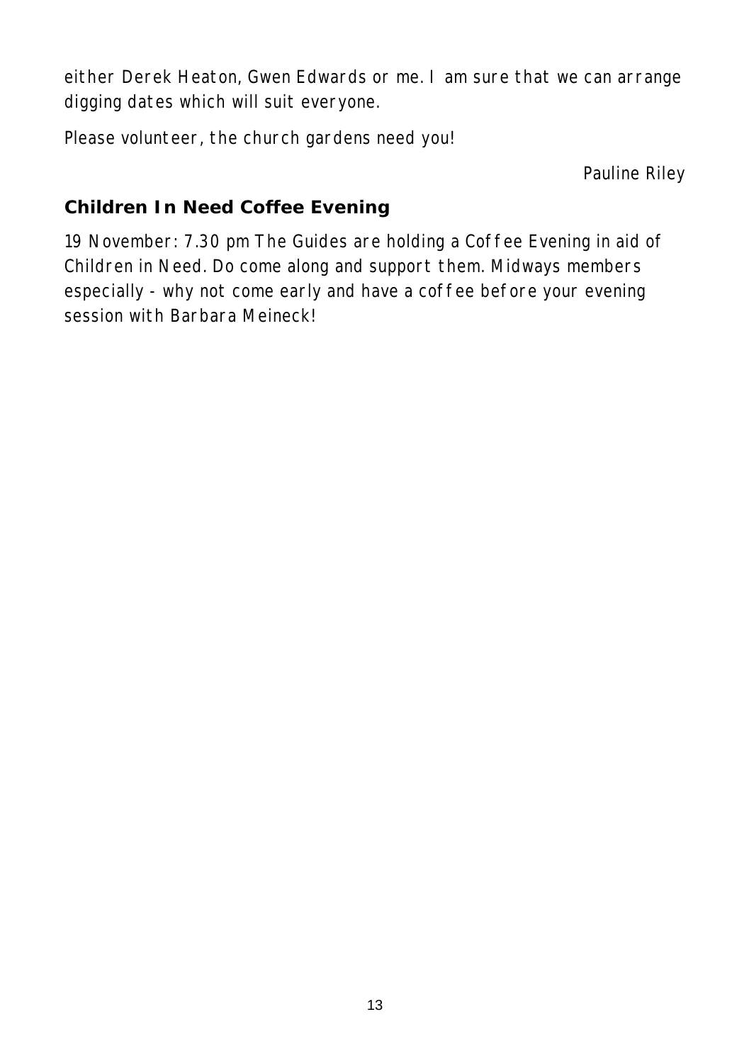either Derek Heaton, Gwen Edwards or me. I am sure that we can arrange digging dates which will suit everyone.

Please volunteer, the church gardens need you!

Pauline Riley

## Children In Need Coffee Evening

19 November: 7.30 pm The Guides are holding a Coffee Evening in aid of Children in Need. Do come along and support them. Midways members especially - why not come early and have a coffee before your evening session with Barbara Meineck!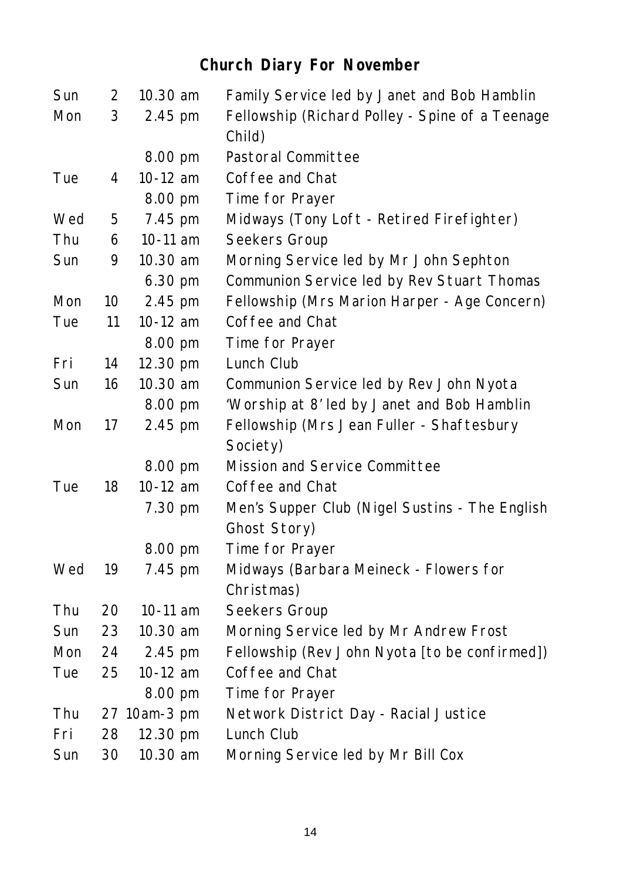# Church Diary For November

| | | | |
|---|---|---|---|
| Sun | 2 | 10.30 am | Family Service led by Janet and Bob Hamblin |
| Mon | 3 | 2.45 pm | Fellowship (Richard Polley - Spine of a Teenage Child) |
| | | 8.00 pm | Pastoral Committee |
| Tue | 4 | 10-12 am | Coffee and Chat |
| | | 8.00 pm | Time for Prayer |
| Wed | 5 | 7.45 pm | Midways (Tony Loft - Retired Firefighter) |
| Thu | 6 | 10-11 am | Seekers Group |
| Sun | 9 | 10.30 am | Morning Service led by Mr John Sephton |
| | | 6.30 pm | Communion Service led by Rev Stuart Thomas |
| Mon | 10 | 2.45 pm | Fellowship (Mrs Marion Harper - Age Concern) |
| Tue | 11 | 10-12 am | Coffee and Chat |
| | | 8.00 pm | Time for Prayer |
| Fri | 14 | 12.30 pm | Lunch Club |
| Sun | 16 | 10.30 am | Communion Service led by Rev John Nyota |
| | | 8.00 pm | 'Worship at 8' led by Janet and Bob Hamblin |
| Mon | 17 | 2.45 pm | Fellowship (Mrs Jean Fuller - Shaftesbury Society) |
| | | 8.00 pm | Mission and Service Committee |
| Tue | 18 | 10-12 am | Coffee and Chat |
| | | 7.30 pm | Men's Supper Club (Nigel Sustins - The English Ghost Story) |
| | | 8.00 pm | Time for Prayer |
| Wed | 19 | 7.45 pm | Midways (Barbara Meineck - Flowers for Christmas) |
| Thu | 20 | 10-11 am | Seekers Group |
| Sun | 23 | 10.30 am | Morning Service led by Mr Andrew Frost |
| Mon | 24 | 2.45 pm | Fellowship (Rev John Nyota [to be confirmed]) |
| Tue | 25 | 10-12 am | Coffee and Chat |
| | | 8.00 pm | Time for Prayer |
| Thu | 27 | 10am-3 pm | Network District Day - Racial Justice |
| Fri | 28 | 12.30 pm | Lunch Club |
| Sun | 30 | 10.30 am | Morning Service led by Mr Bill Cox |